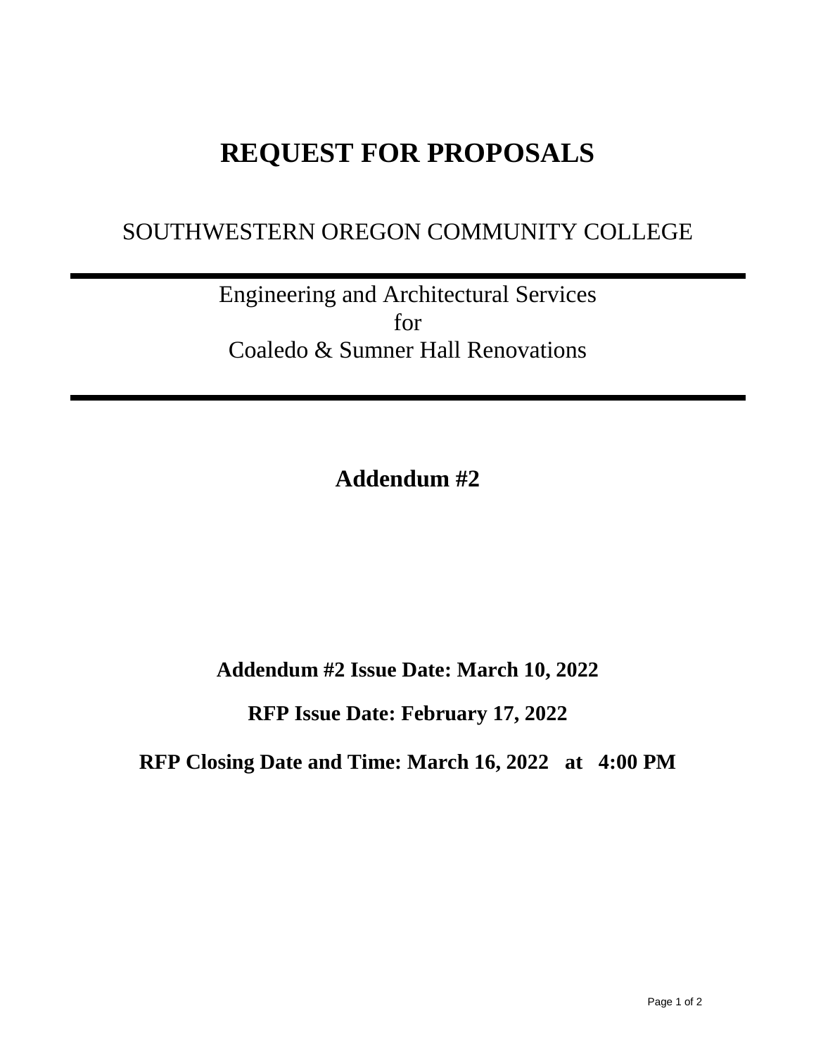# REQUEST FOR PROPOSALS

SOUTHWESTERN OREGON COMMUNITY COLLEGE

---

Engineering and Architectural Services
for
Coaledo & Sumner Hall Renovations

---

## Addendum #2

**Addendum #2 Issue Date: March 10, 2022**

**RFP Issue Date: February 17, 2022**

**RFP Closing Date and Time: March 16, 2022 at 4:00 PM**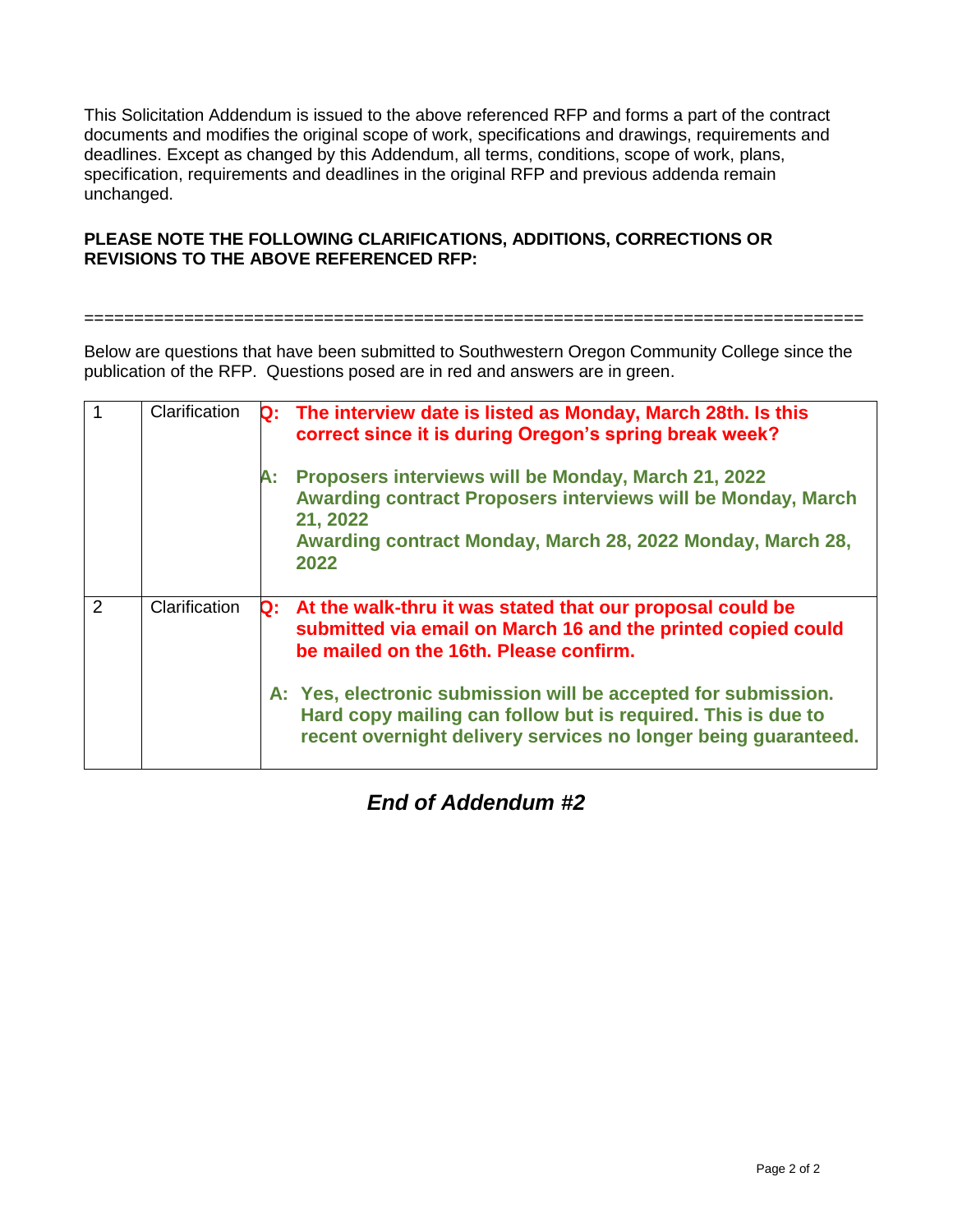This Solicitation Addendum is issued to the above referenced RFP and forms a part of the contract documents and modifies the original scope of work, specifications and drawings, requirements and deadlines. Except as changed by this Addendum, all terms, conditions, scope of work, plans, specification, requirements and deadlines in the original RFP and previous addenda remain unchanged.

**PLEASE NOTE THE FOLLOWING CLARIFICATIONS, ADDITIONS, CORRECTIONS OR REVISIONS TO THE ABOVE REFERENCED RFP:**

==============================================================================

Below are questions that have been submitted to Southwestern Oregon Community College since the publication of the RFP. Questions posed are in red and answers are in green.

| | | |
|---|---|---|
| 1 | Clarification | **Q: The interview date is listed as Monday, March 28th. Is this correct since it is during Oregon's spring break week?**<br><br>**A: Proposers interviews will be Monday, March 21, 2022 Awarding contract Proposers interviews will be Monday, March 21, 2022 Awarding contract Monday, March 28, 2022 Monday, March 28, 2022** |
| 2 | Clarification | **Q: At the walk-thru it was stated that our proposal could be submitted via email on March 16 and the printed copied could be mailed on the 16th. Please confirm.**<br><br>**A: Yes, electronic submission will be accepted for submission. Hard copy mailing can follow but is required. This is due to recent overnight delivery services no longer being guaranteed.** |

***End of Addendum #2***